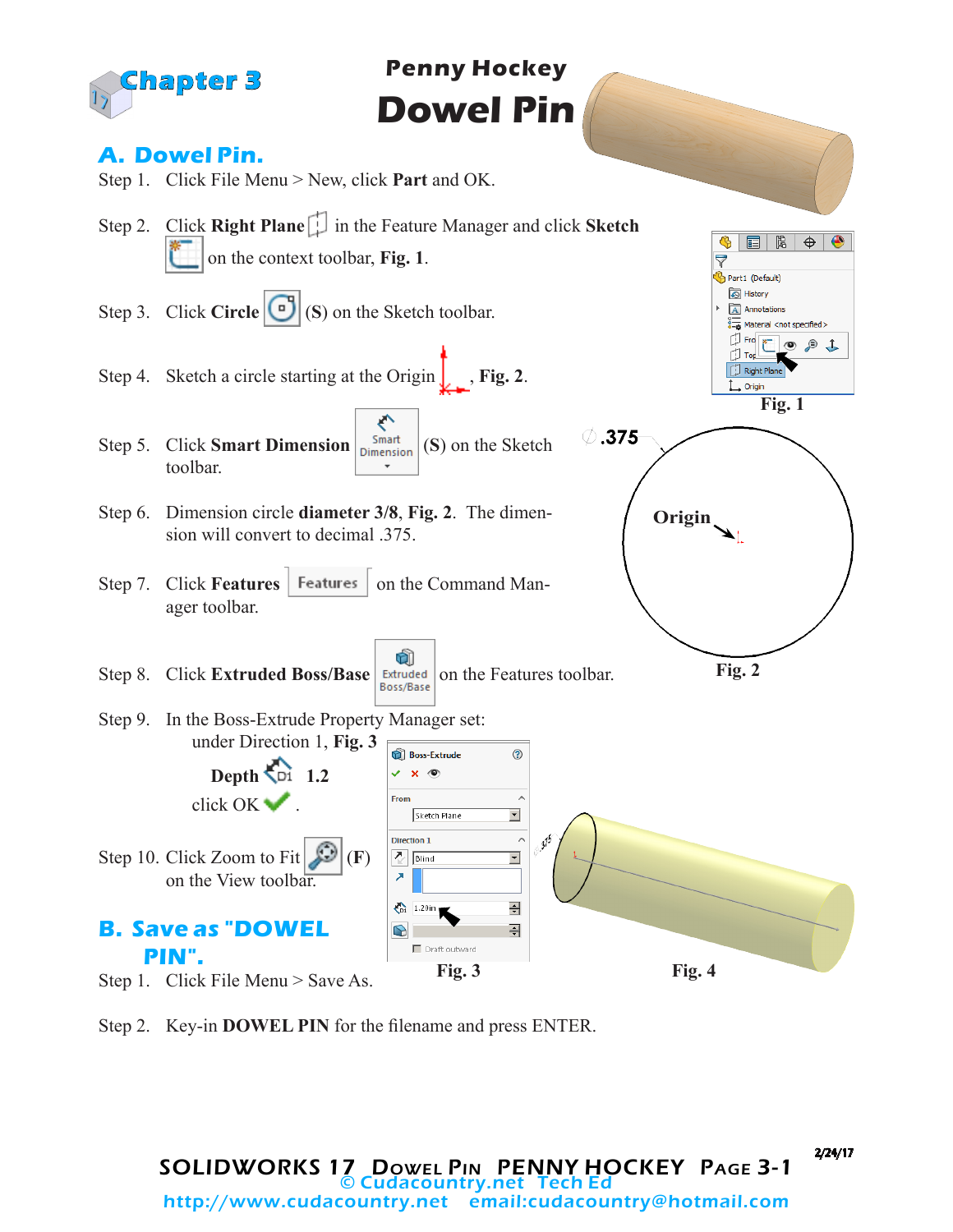# Chapter 3

## Penny Hockey
# Dowel Pin

## A. Dowel Pin.

Step 1. Click File Menu > New, click **Part** and OK.

Step 2. Click **Right Plane** in the Feature Manager and click **Sketch** on the context toolbar, **Fig. 1**.

Step 3. Click **Circle** (**S**) on the Sketch toolbar.

Step 4. Sketch a circle starting at the Origin, **Fig. 2**.

Step 5. Click **Smart Dimension** (**S**) on the Sketch toolbar.

Step 6. Dimension circle **diameter 3/8**, **Fig. 2**. The dimension will convert to decimal .375.

Step 7. Click **Features** on the Command Manager toolbar.

Step 8. Click **Extruded Boss/Base** on the Features toolbar.

Step 9. In the Boss-Extrude Property Manager set:
under Direction 1, **Fig. 3**

**Depth** 1.2

click OK .

Step 10. Click Zoom to Fit (**F**) on the View toolbar.

**Fig. 1**

**Fig. 2**

**Fig. 3**

**Fig. 4**

## B. Save as "DOWEL PIN".

Step 1. Click File Menu > Save As.

Step 2. Key-in **DOWEL PIN** for the filename and press ENTER.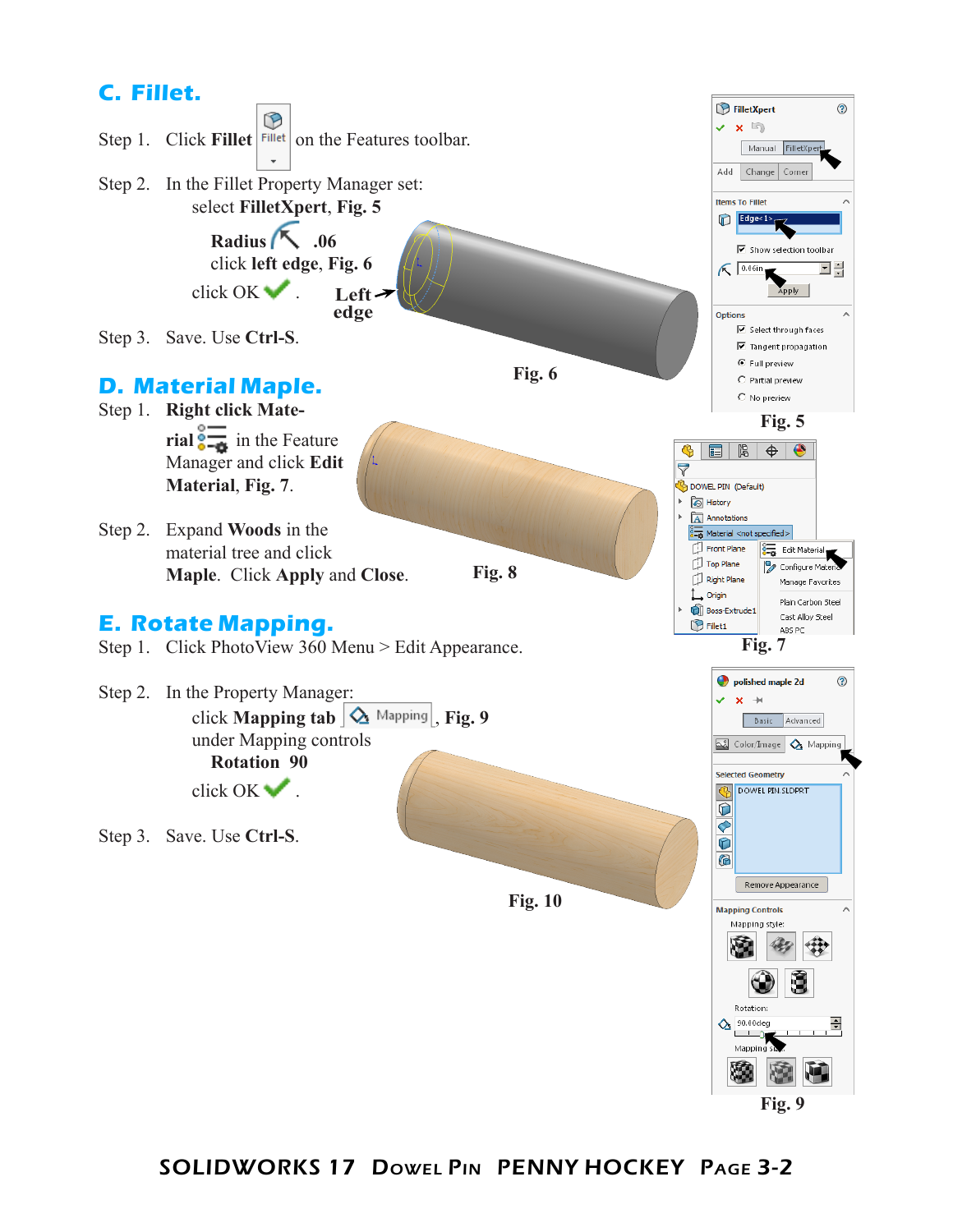## C. Fillet.

Step 1. Click **Fillet** Fillet on the Features toolbar.

Step 2. In the Fillet Property Manager set:

select **FilletXpert**, **Fig. 5**

**Radius** **.06**

click **left edge**, **Fig. 6**

click OK.

**Left edge**

Step 3. Save. Use **Ctrl-S**.

Fig. 6

Fig. 5

## D. Material Maple.

Step 1. **Right click Material** in the Feature Manager and click **Edit Material**, **Fig. 7**.

Step 2. Expand **Woods** in the material tree and click **Maple**. Click **Apply** and **Close**.

Fig. 8

Fig. 7

## E. Rotate Mapping.

Step 1. Click PhotoView 360 Menu > Edit Appearance.

Step 2. In the Property Manager:

click **Mapping tab** Mapping, **Fig. 9**

under Mapping controls

**Rotation 90**

click OK.

Step 3. Save. Use **Ctrl-S**.

Fig. 10

Fig. 9